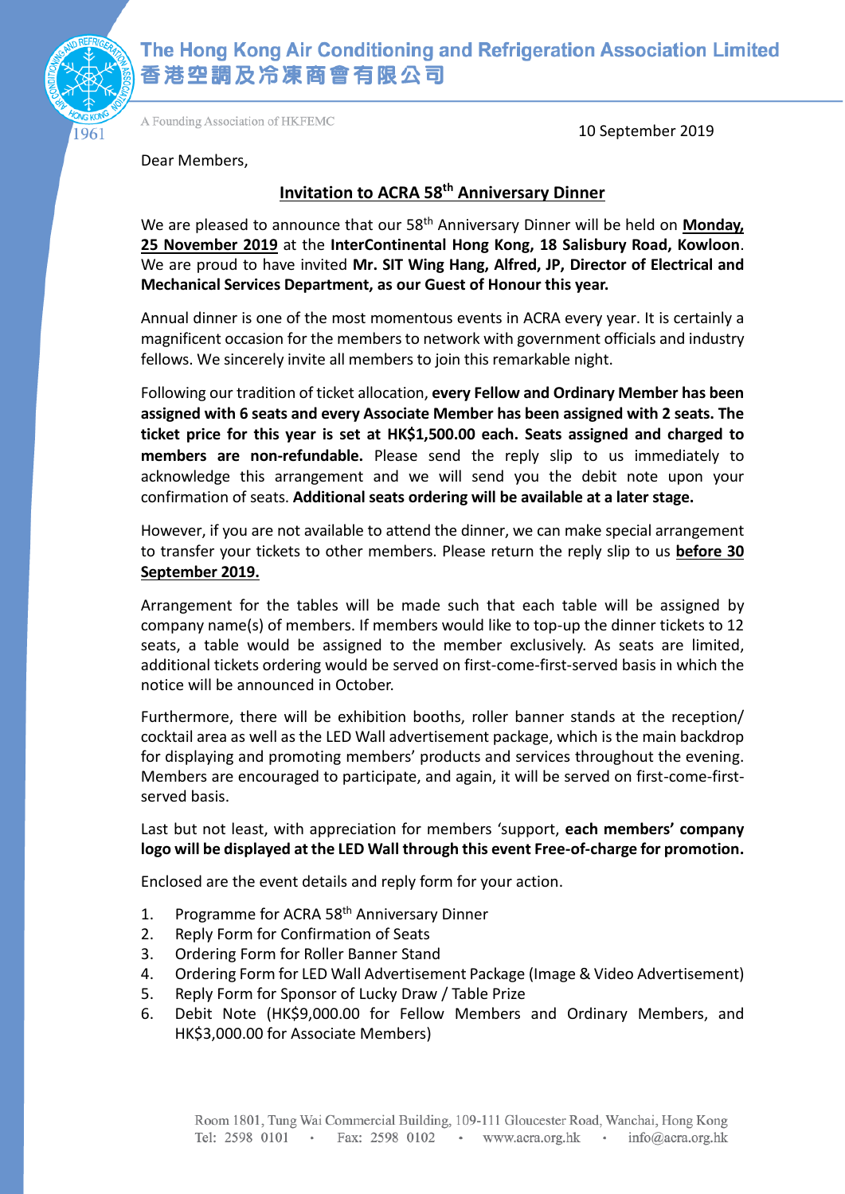# The Hong Kong Air Conditioning and Refrigeration Association Limited
# 香港空調及冷凍商會有限公司

A Founding Association of HKFEMC

10 September 2019

Dear Members,

## Invitation to ACRA 58th Anniversary Dinner

We are pleased to announce that our 58th Anniversary Dinner will be held on **Monday, 25 November 2019** at the **InterContinental Hong Kong, 18 Salisbury Road, Kowloon**. We are proud to have invited **Mr. SIT Wing Hang, Alfred, JP, Director of Electrical and Mechanical Services Department, as our Guest of Honour this year.**

Annual dinner is one of the most momentous events in ACRA every year. It is certainly a magnificent occasion for the members to network with government officials and industry fellows. We sincerely invite all members to join this remarkable night.

Following our tradition of ticket allocation, **every Fellow and Ordinary Member has been assigned with 6 seats and every Associate Member has been assigned with 2 seats. The ticket price for this year is set at HK$1,500.00 each. Seats assigned and charged to members are non-refundable.** Please send the reply slip to us immediately to acknowledge this arrangement and we will send you the debit note upon your confirmation of seats. **Additional seats ordering will be available at a later stage.**

However, if you are not available to attend the dinner, we can make special arrangement to transfer your tickets to other members. Please return the reply slip to us **before 30 September 2019.**

Arrangement for the tables will be made such that each table will be assigned by company name(s) of members. If members would like to top-up the dinner tickets to 12 seats, a table would be assigned to the member exclusively. As seats are limited, additional tickets ordering would be served on first-come-first-served basis in which the notice will be announced in October.

Furthermore, there will be exhibition booths, roller banner stands at the reception/ cocktail area as well as the LED Wall advertisement package, which is the main backdrop for displaying and promoting members' products and services throughout the evening. Members are encouraged to participate, and again, it will be served on first-come-first-served basis.

Last but not least, with appreciation for members 'support, **each members' company logo will be displayed at the LED Wall through this event Free-of-charge for promotion.**

Enclosed are the event details and reply form for your action.

1. Programme for ACRA 58th Anniversary Dinner
2. Reply Form for Confirmation of Seats
3. Ordering Form for Roller Banner Stand
4. Ordering Form for LED Wall Advertisement Package (Image & Video Advertisement)
5. Reply Form for Sponsor of Lucky Draw / Table Prize
6. Debit Note (HK$9,000.00 for Fellow Members and Ordinary Members, and HK$3,000.00 for Associate Members)

Room 1801, Tung Wai Commercial Building, 109-111 Gloucester Road, Wanchai, Hong Kong
Tel: 2598 0101 · Fax: 2598 0102 · www.acra.org.hk · info@acra.org.hk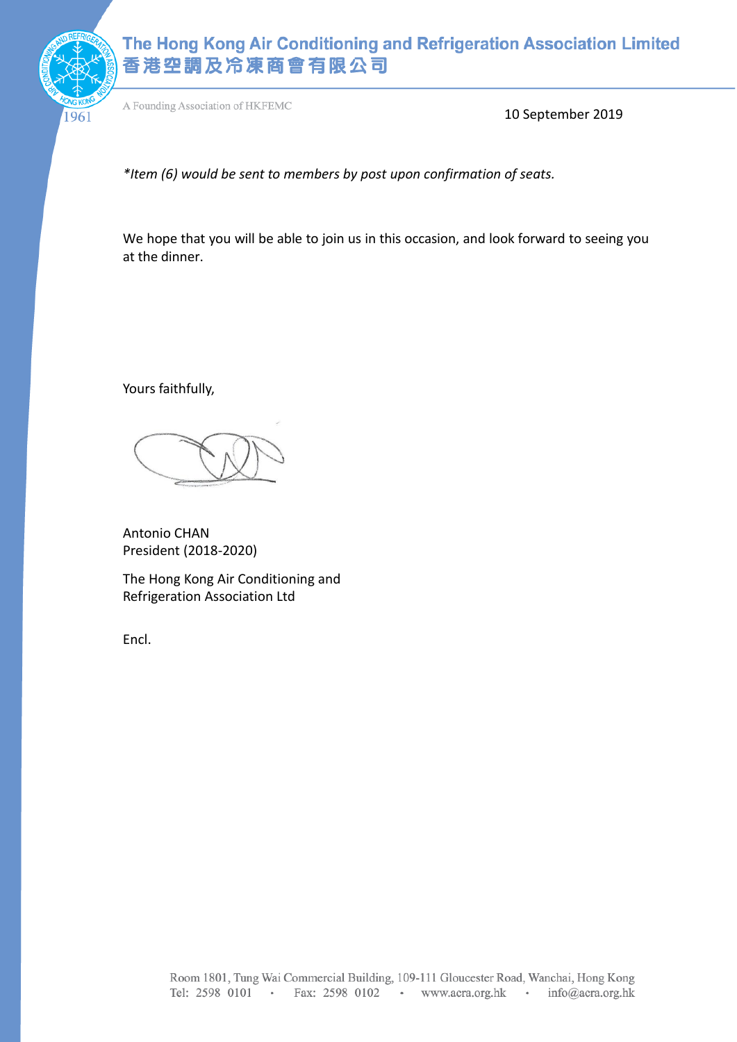10 September 2019

*\*Item (6) would be sent to members by post upon confirmation of seats.*

We hope that you will be able to join us in this occasion, and look forward to seeing you at the dinner.

Yours faithfully,

Antonio CHAN
President (2018-2020)

The Hong Kong Air Conditioning and Refrigeration Association Ltd

Encl.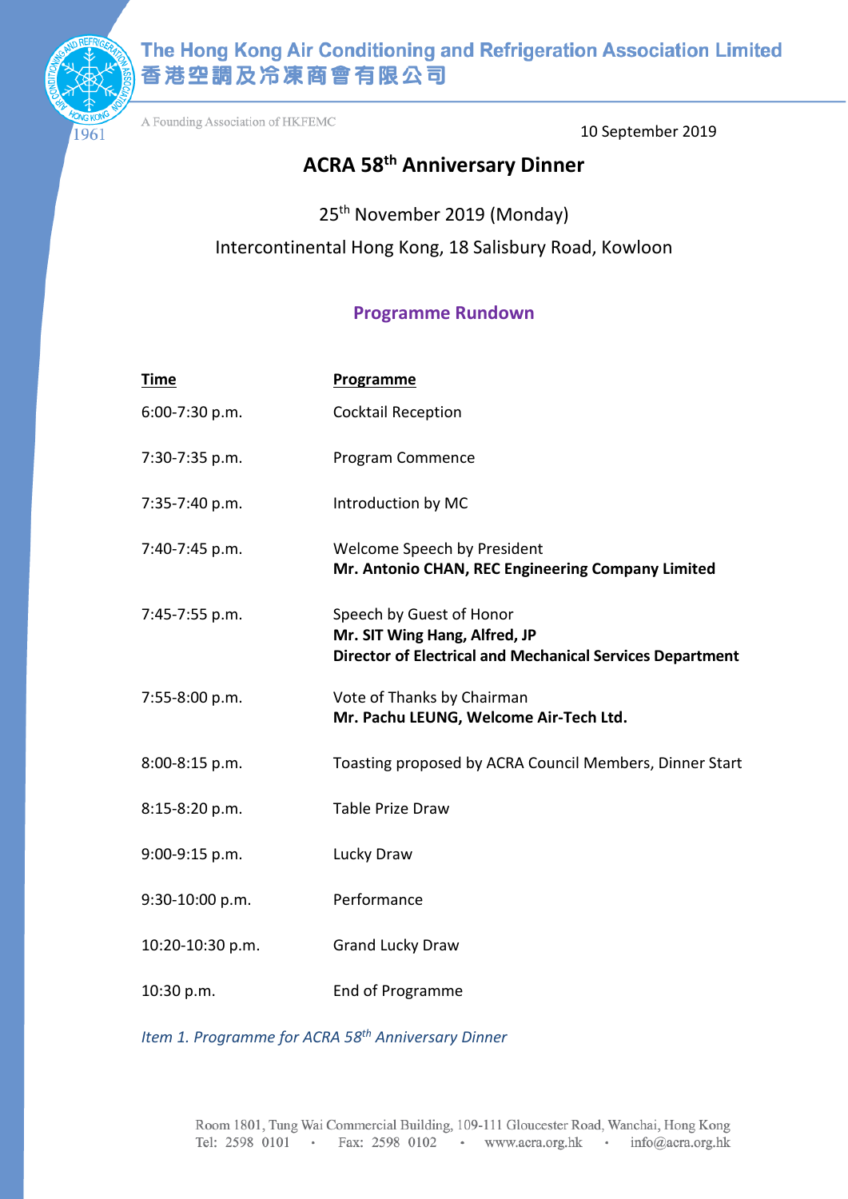The Hong Kong Air Conditioning and Refrigeration Association Limited
香港空調及冷凍商會有限公司

A Founding Association of HKFEMC

10 September 2019

# ACRA 58th Anniversary Dinner

25th November 2019 (Monday)

Intercontinental Hong Kong, 18 Salisbury Road, Kowloon

## Programme Rundown

| Time | Programme |
|---|---|
| 6:00-7:30 p.m. | Cocktail Reception |
| 7:30-7:35 p.m. | Program Commence |
| 7:35-7:40 p.m. | Introduction by MC |
| 7:40-7:45 p.m. | Welcome Speech by President<br>**Mr. Antonio CHAN, REC Engineering Company Limited** |
| 7:45-7:55 p.m. | Speech by Guest of Honor<br>**Mr. SIT Wing Hang, Alfred, JP**<br>**Director of Electrical and Mechanical Services Department** |
| 7:55-8:00 p.m. | Vote of Thanks by Chairman<br>**Mr. Pachu LEUNG, Welcome Air-Tech Ltd.** |
| 8:00-8:15 p.m. | Toasting proposed by ACRA Council Members, Dinner Start |
| 8:15-8:20 p.m. | Table Prize Draw |
| 9:00-9:15 p.m. | Lucky Draw |
| 9:30-10:00 p.m. | Performance |
| 10:20-10:30 p.m. | Grand Lucky Draw |
| 10:30 p.m. | End of Programme |

*Item 1. Programme for ACRA 58th Anniversary Dinner*

Room 1801, Tung Wai Commercial Building, 109-111 Gloucester Road, Wanchai, Hong Kong
Tel: 2598 0101 · Fax: 2598 0102 · www.acra.org.hk · info@acra.org.hk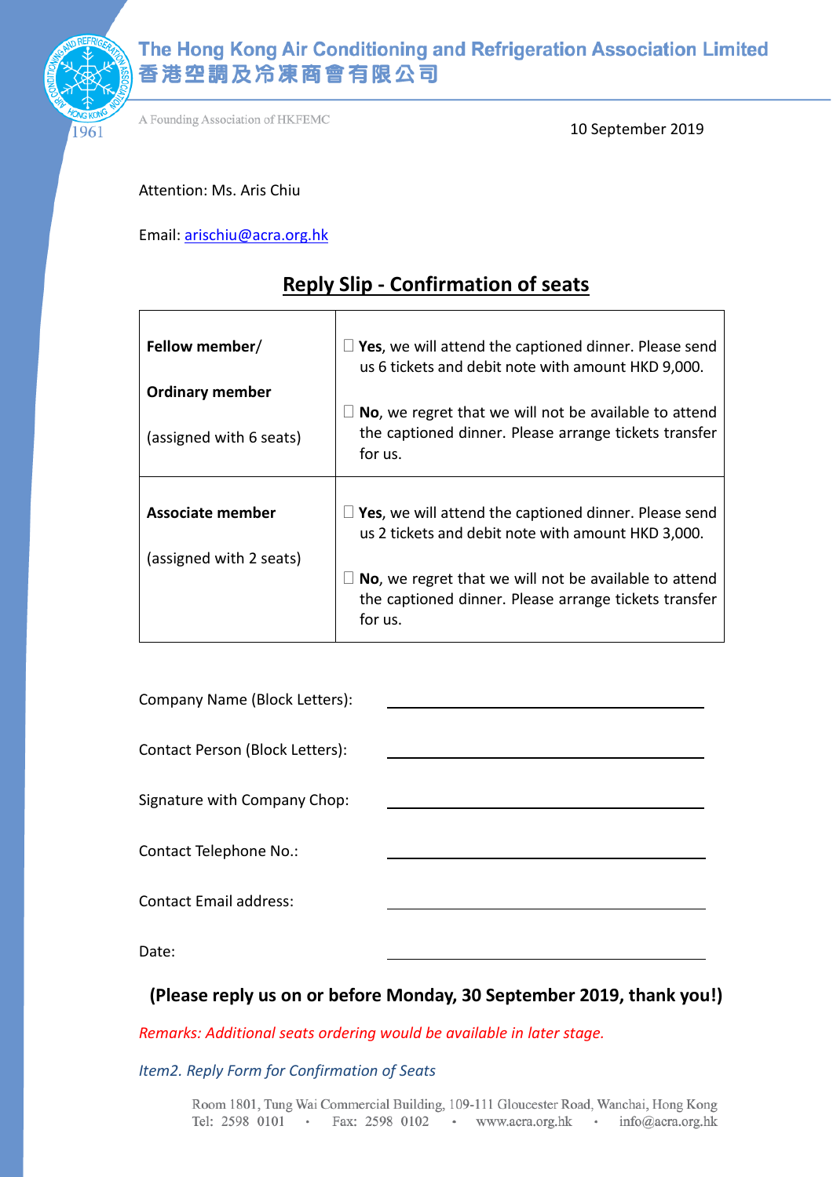The Hong Kong Air Conditioning and Refrigeration Association Limited
香港空調及冷凍商會有限公司

A Founding Association of HKFEMC

10 September 2019

Attention: Ms. Aris Chiu

Email: arischiu@acra.org.hk

## Reply Slip - Confirmation of seats

| | |
|---|---|
| **Fellow member/** **Ordinary member** (assigned with 6 seats) | ☐ **Yes**, we will attend the captioned dinner. Please send us 6 tickets and debit note with amount HKD 9,000. ☐ **No**, we regret that we will not be available to attend the captioned dinner. Please arrange tickets transfer for us. |
| **Associate member** (assigned with 2 seats) | ☐ **Yes**, we will attend the captioned dinner. Please send us 2 tickets and debit note with amount HKD 3,000. ☐ **No**, we regret that we will not be available to attend the captioned dinner. Please arrange tickets transfer for us. |

Company Name (Block Letters): ____________________

Contact Person (Block Letters): ____________________

Signature with Company Chop: ____________________

Contact Telephone No.: ____________________

Contact Email address: ____________________

Date: ____________________

**(Please reply us on or before Monday, 30 September 2019, thank you!)**

*Remarks: Additional seats ordering would be available in later stage.*

*Item2. Reply Form for Confirmation of Seats*

Room 1801, Tung Wai Commercial Building, 109-111 Gloucester Road, Wanchai, Hong Kong
Tel: 2598 0101 • Fax: 2598 0102 • www.acra.org.hk • info@acra.org.hk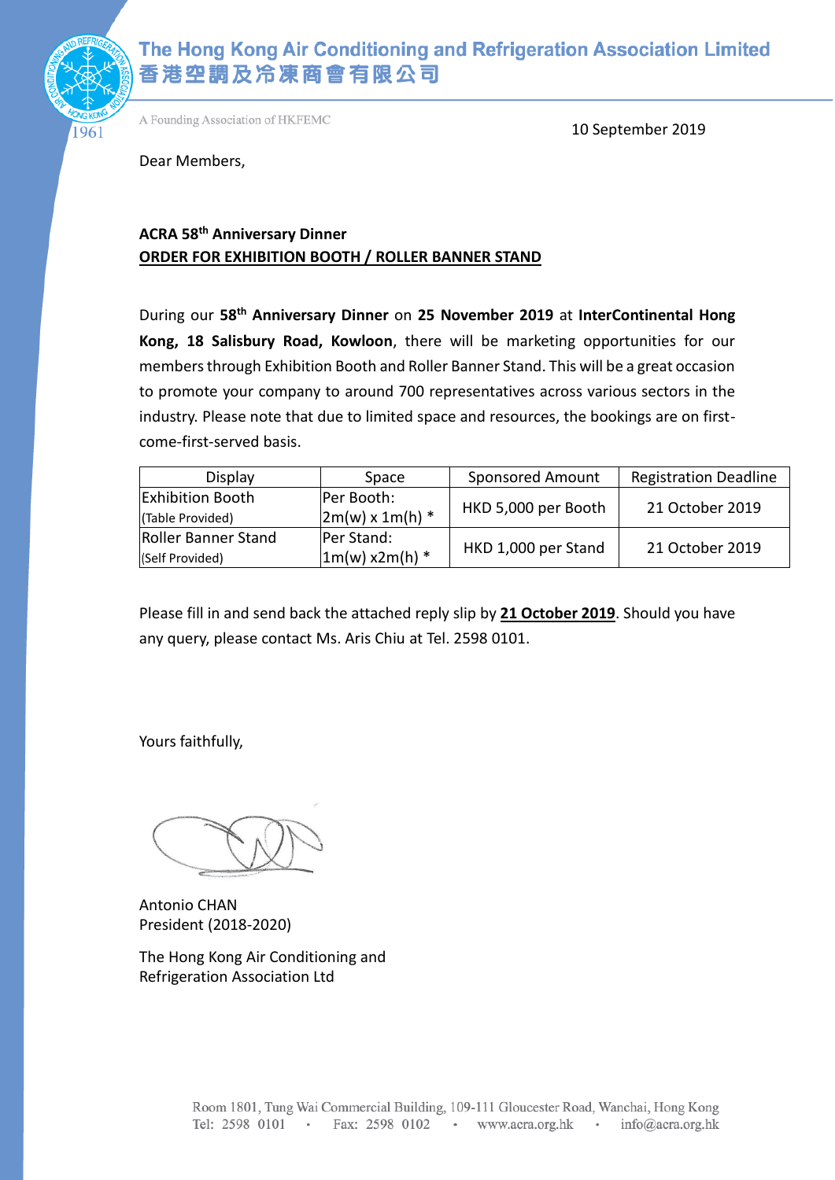The Hong Kong Air Conditioning and Refrigeration Association Limited
香港空調及冷凍商會有限公司

A Founding Association of HKFEMC

10 September 2019

Dear Members,

**ACRA 58th Anniversary Dinner**
**ORDER FOR EXHIBITION BOOTH / ROLLER BANNER STAND**

During our **58th Anniversary Dinner** on **25 November 2019** at **InterContinental Hong Kong, 18 Salisbury Road, Kowloon**, there will be marketing opportunities for our members through Exhibition Booth and Roller Banner Stand. This will be a great occasion to promote your company to around 700 representatives across various sectors in the industry. Please note that due to limited space and resources, the bookings are on first-come-first-served basis.

| Display | Space | Sponsored Amount | Registration Deadline |
|---|---|---|---|
| Exhibition Booth (Table Provided) | Per Booth: 2m(w) x 1m(h) * | HKD 5,000 per Booth | 21 October 2019 |
| Roller Banner Stand (Self Provided) | Per Stand: 1m(w) x2m(h) * | HKD 1,000 per Stand | 21 October 2019 |

Please fill in and send back the attached reply slip by **21 October 2019**. Should you have any query, please contact Ms. Aris Chiu at Tel. 2598 0101.

Yours faithfully,

Antonio CHAN
President (2018-2020)

The Hong Kong Air Conditioning and Refrigeration Association Ltd

Room 1801, Tung Wai Commercial Building, 109-111 Gloucester Road, Wanchai, Hong Kong
Tel: 2598 0101 · Fax: 2598 0102 · www.acra.org.hk · info@acra.org.hk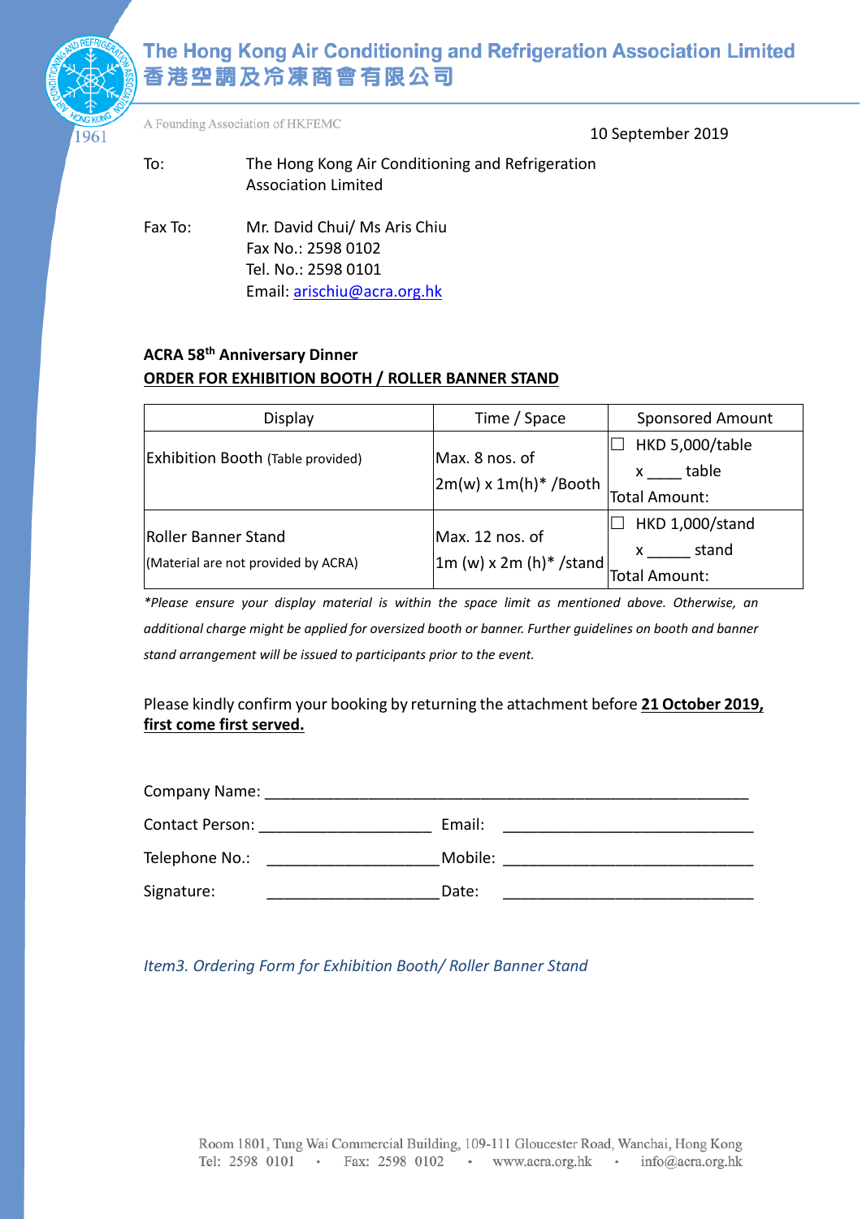**The Hong Kong Air Conditioning and Refrigeration Association Limited**
**香港空調及冷凍商會有限公司**

A Founding Association of HKFEMC

1961

10 September 2019

To: The Hong Kong Air Conditioning and Refrigeration Association Limited

Fax To: Mr. David Chui/ Ms Aris Chiu
Fax No.: 2598 0102
Tel. No.: 2598 0101
Email: arischiu@acra.org.hk

**ACRA 58th Anniversary Dinner**
**ORDER FOR EXHIBITION BOOTH / ROLLER BANNER STAND**

| Display | Time / Space | Sponsored Amount |
|---|---|---|
| Exhibition Booth (Table provided) | Max. 8 nos. of 2m(w) x 1m(h)* /Booth | ☐ HKD 5,000/table<br>x ____ table<br>Total Amount: |
| Roller Banner Stand<br>(Material are not provided by ACRA) | Max. 12 nos. of 1m (w) x 2m (h)* /stand | ☐ HKD 1,000/stand<br>x _____ stand<br>Total Amount: |

*\*Please ensure your display material is within the space limit as mentioned above. Otherwise, an additional charge might be applied for oversized booth or banner. Further guidelines on booth and banner stand arrangement will be issued to participants prior to the event.*

Please kindly confirm your booking by returning the attachment before **21 October 2019, first come first served.**

Company Name: ____________________________________________________________

Contact Person: ____________________ Email: ______________________________

Telephone No.: ____________________ Mobile: ______________________________

Signature: ____________________ Date: ______________________________

*Item3. Ordering Form for Exhibition Booth/ Roller Banner Stand*

Room 1801, Tung Wai Commercial Building, 109-111 Gloucester Road, Wanchai, Hong Kong
Tel: 2598 0101 · Fax: 2598 0102 · www.acra.org.hk · info@acra.org.hk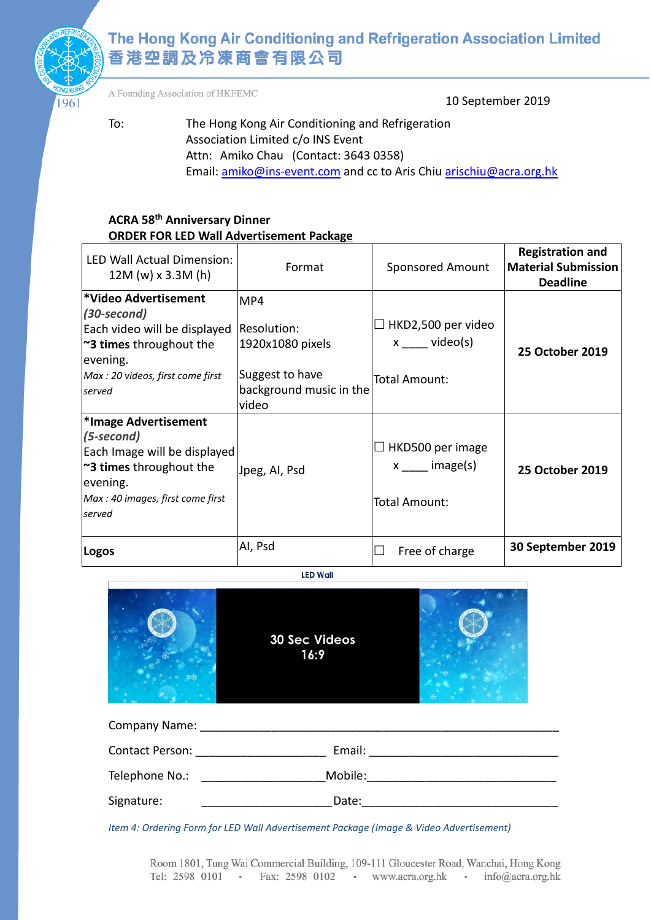The Hong Kong Air Conditioning and Refrigeration Association Limited
香港空調及冷凍商會有限公司

A Founding Association of HKFEMC

10 September 2019

To: The Hong Kong Air Conditioning and Refrigeration Association Limited c/o INS Event
Attn: Amiko Chau (Contact: 3643 0358)
Email: amiko@ins-event.com and cc to Aris Chiu arischiu@acra.org.hk

**ACRA 58th Anniversary Dinner**
**ORDER FOR LED Wall Advertisement Package**

| LED Wall Actual Dimension: 12M (w) x 3.3M (h) | Format | Sponsored Amount | **Registration and Material Submission Deadline** |
|---|---|---|---|
| ***Video Advertisement** ***(30-second)*** Each video will be displayed **~3 times** throughout the evening. *Max : 20 videos, first come first served* | MP4<br>Resolution: 1920x1080 pixels<br>Suggest to have background music in the video | ☐ HKD2,500 per video x ____ video(s)<br>Total Amount: | **25 October 2019** |
| ***Image Advertisement** ***(5-second)*** Each Image will be displayed **~3 times** throughout the evening. *Max : 40 images, first come first served* | Jpeg, AI, Psd | ☐ HKD500 per image x ____ image(s)<br>Total Amount: | **25 October 2019** |
| **Logos** | AI, Psd | ☐ Free of charge | **30 September 2019** |

LED Wall

30 Sec Videos
16:9

Company Name: ____________________________________________

Contact Person: ____________________ Email: ____________________________

Telephone No.: ____________________ Mobile: ____________________________

Signature: ____________________ Date: ____________________________

*Item 4: Ordering Form for LED Wall Advertisement Package (Image & Video Advertisement)*

Room 1801, Tung Wai Commercial Building, 109-111 Gloucester Road, Wanchai, Hong Kong
Tel: 2598 0101 • Fax: 2598 0102 • www.acra.org.hk • info@acra.org.hk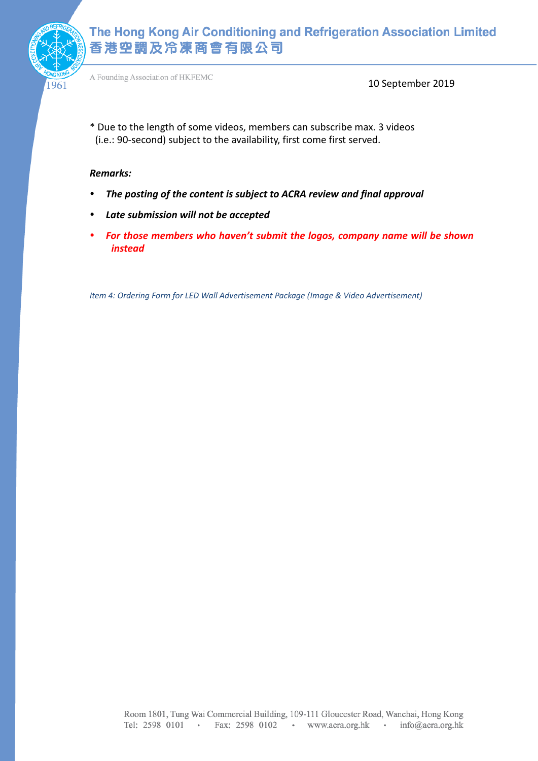10 September 2019

* Due to the length of some videos, members can subscribe max. 3 videos (i.e.: 90-second) subject to the availability, first come first served.

***Remarks:***

- ***The posting of the content is subject to ACRA review and final approval***
- ***Late submission will not be accepted***
- ***For those members who haven't submit the logos, company name will be shown instead***

*Item 4: Ordering Form for LED Wall Advertisement Package (Image & Video Advertisement)*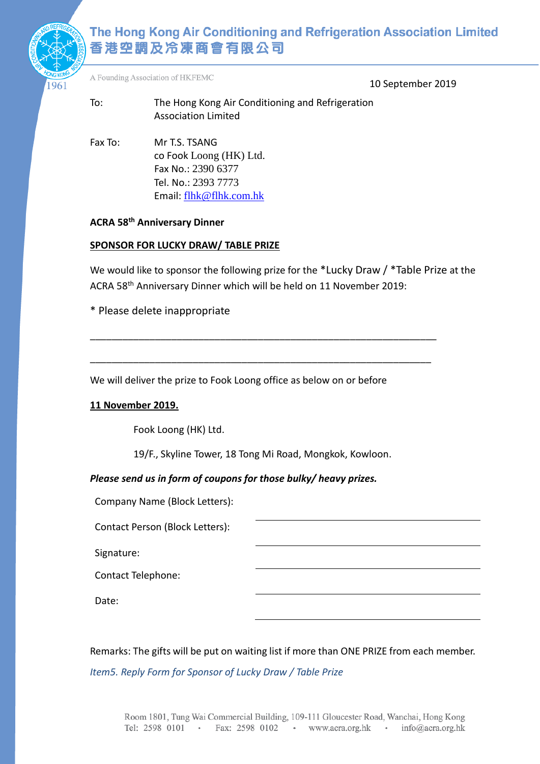**The Hong Kong Air Conditioning and Refrigeration Association Limited**
**香港空調及冷凍商會有限公司**

A Founding Association of HKFEMC

10 September 2019

To: The Hong Kong Air Conditioning and Refrigeration Association Limited

Fax To: Mr T.S. TSANG
co Fook Loong (HK) Ltd.
Fax No.: 2390 6377
Tel. No.: 2393 7773
Email: flhk@flhk.com.hk

**ACRA 58th Anniversary Dinner**

**SPONSOR FOR LUCKY DRAW/ TABLE PRIZE**

We would like to sponsor the following prize for the *Lucky Draw / *Table Prize at the ACRA 58th Anniversary Dinner which will be held on 11 November 2019:

* Please delete inappropriate

\_\_\_\_\_\_\_\_\_\_\_\_\_\_\_\_\_\_\_\_\_\_\_\_\_\_\_\_\_\_\_\_\_\_\_\_\_\_\_\_\_\_\_\_\_\_\_\_\_\_\_\_\_\_\_\_\_\_\_\_

\_\_\_\_\_\_\_\_\_\_\_\_\_\_\_\_\_\_\_\_\_\_\_\_\_\_\_\_\_\_\_\_\_\_\_\_\_\_\_\_\_\_\_\_\_\_\_\_\_\_\_\_\_\_\_\_\_\_\_\_

We will deliver the prize to Fook Loong office as below on or before

**11 November 2019.**

Fook Loong (HK) Ltd.

19/F., Skyline Tower, 18 Tong Mi Road, Mongkok, Kowloon.

***Please send us in form of coupons for those bulky/ heavy prizes.***

Company Name (Block Letters): \_\_\_\_\_\_\_\_\_\_\_\_\_\_\_\_\_\_\_\_

Contact Person (Block Letters): \_\_\_\_\_\_\_\_\_\_\_\_\_\_\_\_\_\_\_\_

Signature: \_\_\_\_\_\_\_\_\_\_\_\_\_\_\_\_\_\_\_\_

Contact Telephone: \_\_\_\_\_\_\_\_\_\_\_\_\_\_\_\_\_\_\_\_

Date: \_\_\_\_\_\_\_\_\_\_\_\_\_\_\_\_\_\_\_\_

Remarks: The gifts will be put on waiting list if more than ONE PRIZE from each member.

*Item5. Reply Form for Sponsor of Lucky Draw / Table Prize*

Room 1801, Tung Wai Commercial Building, 109-111 Gloucester Road, Wanchai, Hong Kong
Tel: 2598 0101 • Fax: 2598 0102 • www.acra.org.hk • info@acra.org.hk